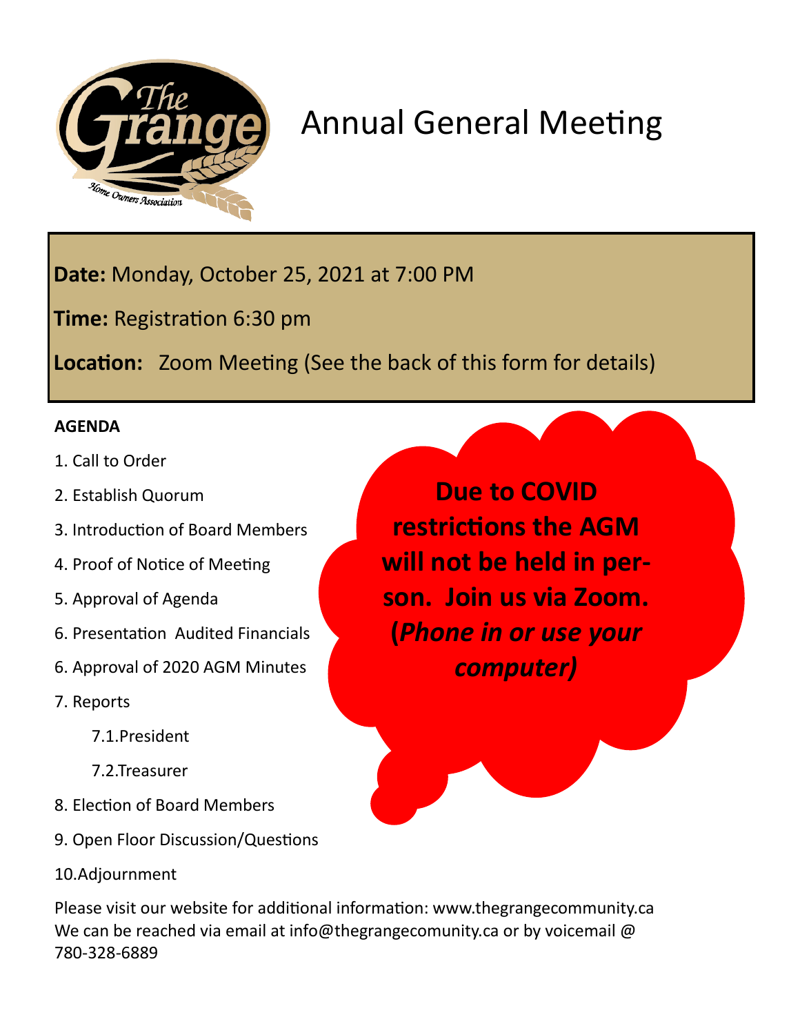# Annual General Meeting

**Date:** Monday, October 25, 2021 at 7:00 PM

**Time:** Registration 6:30 pm

**Location:** Zoom Meeting (See the back of this form for details)

**AGENDA**

1. Call to Order
2. Establish Quorum
3. Introduction of Board Members
4. Proof of Notice of Meeting
5. Approval of Agenda
6. Presentation Audited Financials
6. Approval of 2020 AGM Minutes
7. Reports
    7.1.President
    7.2.Treasurer
8. Election of Board Members
9. Open Floor Discussion/Questions
10. Adjournment

**Due to COVID restrictions the AGM will not be held in person. Join us via Zoom. (*Phone in or use your computer)***

Please visit our website for additional information: www.thegrangecommunity.ca
We can be reached via email at info@thegrangecomunity.ca or by voicemail @ 780-328-6889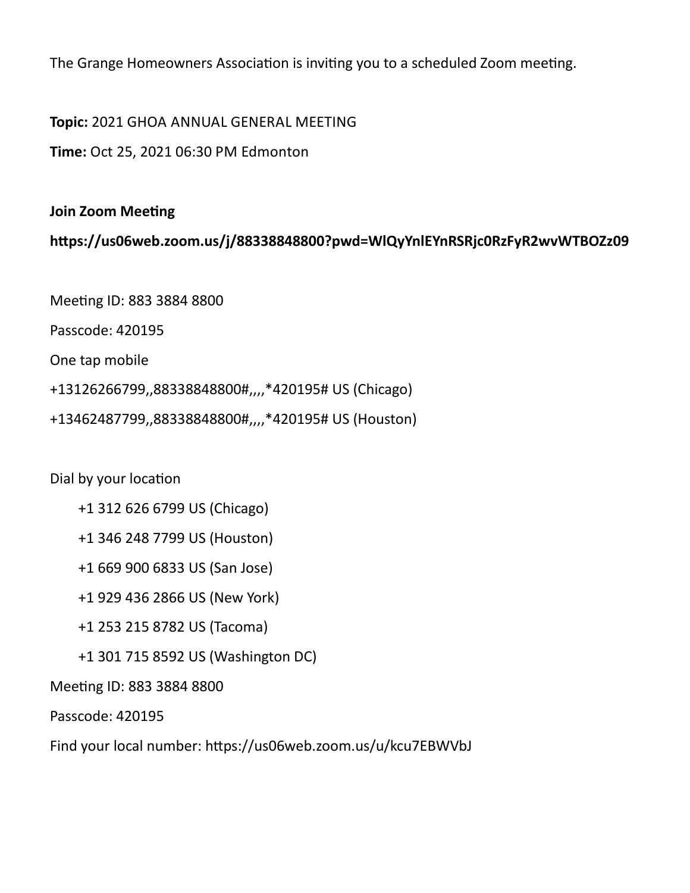The Grange Homeowners Association is inviting you to a scheduled Zoom meeting.

**Topic:** 2021 GHOA ANNUAL GENERAL MEETING

**Time:** Oct 25, 2021 06:30 PM Edmonton

**Join Zoom Meeting**

**https://us06web.zoom.us/j/88338848800?pwd=WlQyYnlEYnRSRjc0RzFyR2wvWTBOZz09**

Meeting ID: 883 3884 8800

Passcode: 420195

One tap mobile

+13126266799,,88338848800#,,,,*420195# US (Chicago)

+13462487799,,88338848800#,,,,*420195# US (Houston)

Dial by your location

- +1 312 626 6799 US (Chicago)
- +1 346 248 7799 US (Houston)
- +1 669 900 6833 US (San Jose)
- +1 929 436 2866 US (New York)
- +1 253 215 8782 US (Tacoma)
- +1 301 715 8592 US (Washington DC)

Meeting ID: 883 3884 8800

Passcode: 420195

Find your local number: https://us06web.zoom.us/u/kcu7EBWVbJ